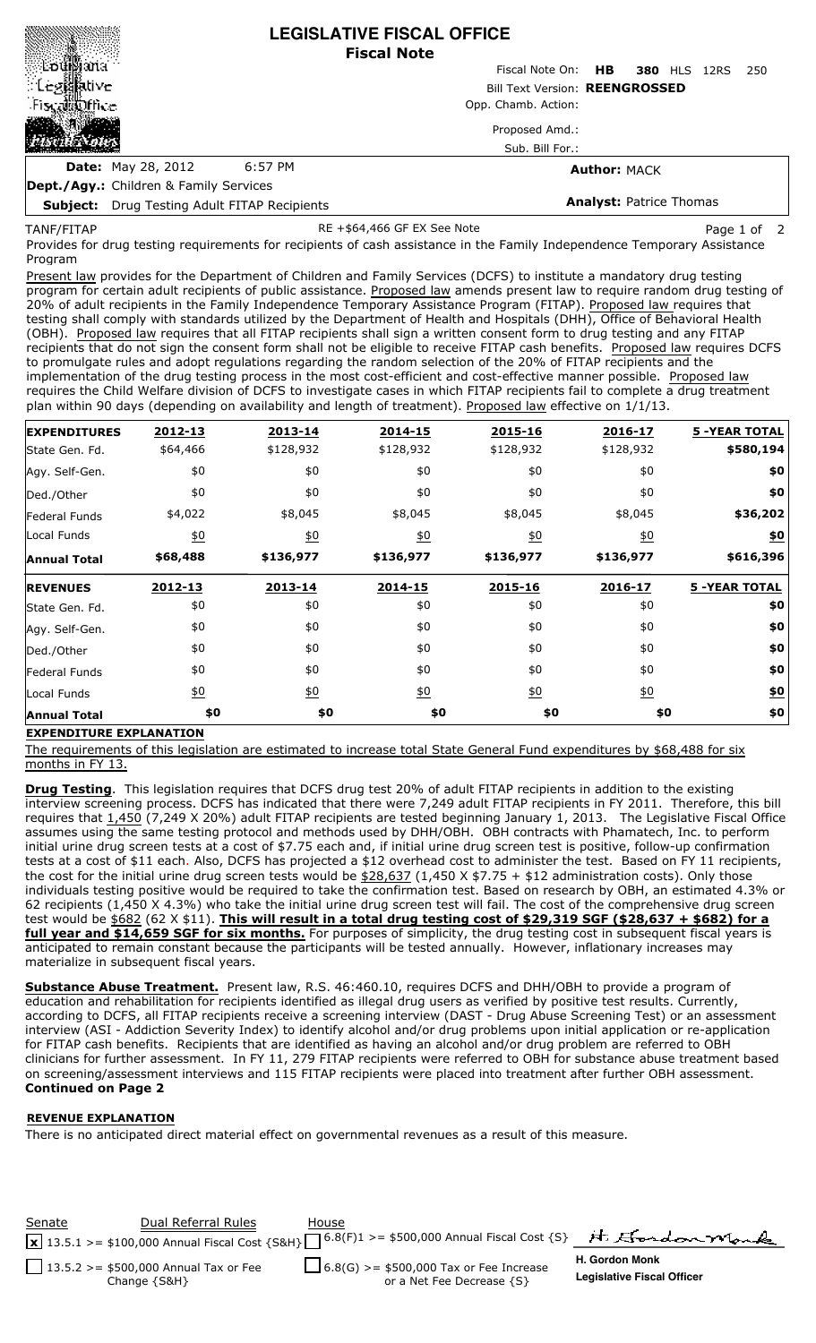# LEGISLATIVE FISCAL OFFICE
## Fiscal Note

Fiscal Note On: **HB 380** HLS 12RS 250

Bill Text Version: **REENGROSSED**

Opp. Chamb. Action:

Proposed Amd.:

Sub. Bill For.:

**Date:** May 28, 2012 6:57 PM

**Author:** MACK

**Dept./Agy.:** Children & Family Services

**Subject:** Drug Testing Adult FITAP Recipients

**Analyst:** Patrice Thomas

TANF/FITAP

RE +$64,466 GF EX See Note

Provides for drug testing requirements for recipients of cash assistance in the Family Independence Temporary Assistance Program

Present law provides for the Department of Children and Family Services (DCFS) to institute a mandatory drug testing program for certain adult recipients of public assistance. Proposed law amends present law to require random drug testing of 20% of adult recipients in the Family Independence Temporary Assistance Program (FITAP). Proposed law requires that testing shall comply with standards utilized by the Department of Health and Hospitals (DHH), Office of Behavioral Health (OBH). Proposed law requires that all FITAP recipients shall sign a written consent form to drug testing and any FITAP recipients that do not sign the consent form shall not be eligible to receive FITAP cash benefits. Proposed law requires DCFS to promulgate rules and adopt regulations regarding the random selection of the 20% of FITAP recipients and the implementation of the drug testing process in the most cost-efficient and cost-effective manner possible. Proposed law requires the Child Welfare division of DCFS to investigate cases in which FITAP recipients fail to complete a drug treatment plan within 90 days (depending on availability and length of treatment). Proposed law effective on 1/1/13.

| EXPENDITURES | 2012-13 | 2013-14 | 2014-15 | 2015-16 | 2016-17 | 5 -YEAR TOTAL |
|---|---|---|---|---|---|---|
| State Gen. Fd. | $64,466 | $128,932 | $128,932 | $128,932 | $128,932 | **$580,194** |
| Agy. Self-Gen. | $0 | $0 | $0 | $0 | $0 | **$0** |
| Ded./Other | $0 | $0 | $0 | $0 | $0 | **$0** |
| Federal Funds | $4,022 | $8,045 | $8,045 | $8,045 | $8,045 | **$36,202** |
| Local Funds | $0 | $0 | $0 | $0 | $0 | **$0** |
| **Annual Total** | **$68,488** | **$136,977** | **$136,977** | **$136,977** | **$136,977** | **$616,396** |

| REVENUES | 2012-13 | 2013-14 | 2014-15 | 2015-16 | 2016-17 | 5 -YEAR TOTAL |
|---|---|---|---|---|---|---|
| State Gen. Fd. | $0 | $0 | $0 | $0 | $0 | **$0** |
| Agy. Self-Gen. | $0 | $0 | $0 | $0 | $0 | **$0** |
| Ded./Other | $0 | $0 | $0 | $0 | $0 | **$0** |
| Federal Funds | $0 | $0 | $0 | $0 | $0 | **$0** |
| Local Funds | $0 | $0 | $0 | $0 | $0 | **$0** |
| **Annual Total** | **$0** | **$0** | **$0** | **$0** | **$0** | **$0** |

**EXPENDITURE EXPLANATION**

The requirements of this legislation are estimated to increase total State General Fund expenditures by $68,488 for six months in FY 13.

**Drug Testing**. This legislation requires that DCFS drug test 20% of adult FITAP recipients in addition to the existing interview screening process. DCFS has indicated that there were 7,249 adult FITAP recipients in FY 2011. Therefore, this bill requires that 1,450 (7,249 X 20%) adult FITAP recipients are tested beginning January 1, 2013. The Legislative Fiscal Office assumes using the same testing protocol and methods used by DHH/OBH. OBH contracts with Phamatech, Inc. to perform initial urine drug screen tests at a cost of $7.75 each and, if initial urine drug screen test is positive, follow-up confirmation tests at a cost of $11 each. Also, DCFS has projected a $12 overhead cost to administer the test. Based on FY 11 recipients, the cost for the initial urine drug screen tests would be $28,637 (1,450 X $7.75 + $12 administration costs). Only those individuals testing positive would be required to take the confirmation test. Based on research by OBH, an estimated 4.3% or 62 recipients (1,450 X 4.3%) who take the initial urine drug screen test will fail. The cost of the comprehensive drug screen test would be $682 (62 X $11). **This will result in a total drug testing cost of $29,319 SGF ($28,637 + $682) for a full year and $14,659 SGF for six months.** For purposes of simplicity, the drug testing cost in subsequent fiscal years is anticipated to remain constant because the participants will be tested annually. However, inflationary increases may materialize in subsequent fiscal years.

**Substance Abuse Treatment.** Present law, R.S. 46:460.10, requires DCFS and DHH/OBH to provide a program of education and rehabilitation for recipients identified as illegal drug users as verified by positive test results. Currently, according to DCFS, all FITAP recipients receive a screening interview (DAST - Drug Abuse Screening Test) or an assessment interview (ASI - Addiction Severity Index) to identify alcohol and/or drug problems upon initial application or re-application for FITAP cash benefits. Recipients that are identified as having an alcohol and/or drug problem are referred to OBH clinicians for further assessment. In FY 11, 279 FITAP recipients were referred to OBH for substance abuse treatment based on screening/assessment interviews and 115 FITAP recipients were placed into treatment after further OBH assessment.

**Continued on Page 2**

**REVENUE EXPLANATION**

There is no anticipated direct material effect on governmental revenues as a result of this measure.

| Senate | Dual Referral Rules | House |
|---|---|---|
| [x] 13.5.1 >= $100,000 Annual Fiscal Cost {S&H} | | [ ] 6.8(F)1 >= $500,000 Annual Fiscal Cost {S} |
| [ ] 13.5.2 >= $500,000 Annual Tax or Fee Change {S&H} | | [ ] 6.8(G) >= $500,000 Tax or Fee Increase or a Net Fee Decrease {S} |

H. Gordon Monk
Legislative Fiscal Officer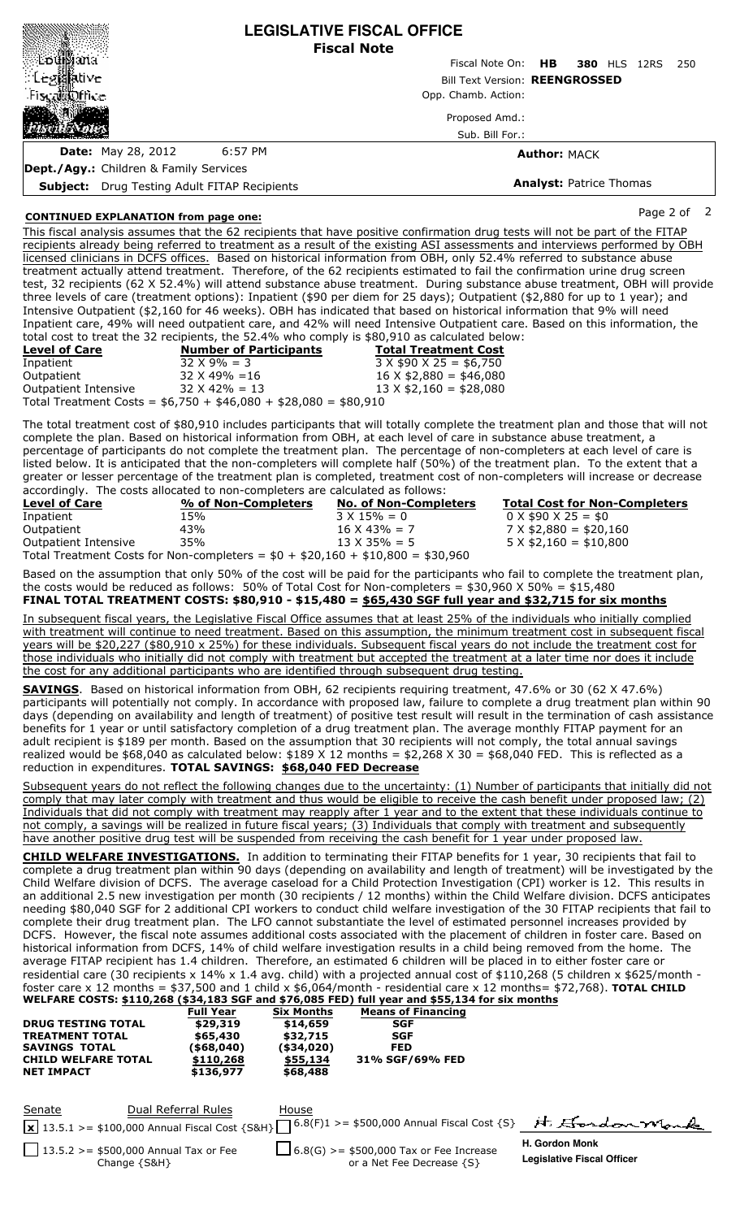# LEGISLATIVE FISCAL OFFICE
## Fiscal Note

Fiscal Note On: **HB 380** HLS 12RS 250

Bill Text Version: **REENGROSSED**

Opp. Chamb. Action:

Proposed Amd.:

Sub. Bill For.:

**Date:** May 28, 2012 6:57 PM

**Author:** MACK

**Dept./Agy.:** Children & Family Services

**Subject:** Drug Testing Adult FITAP Recipients

**Analyst:** Patrice Thomas

**CONTINUED EXPLANATION from page one:**

This fiscal analysis assumes that the 62 recipients that have positive confirmation drug tests will not be part of the FITAP recipients already being referred to treatment as a result of the existing ASI assessments and interviews performed by OBH licensed clinicians in DCFS offices. Based on historical information from OBH, only 52.4% referred to substance abuse treatment actually attend treatment. Therefore, of the 62 recipients estimated to fail the confirmation urine drug screen test, 32 recipients (62 X 52.4%) will attend substance abuse treatment. During substance abuse treatment, OBH will provide three levels of care (treatment options): Inpatient ($90 per diem for 25 days); Outpatient ($2,880 for up to 1 year); and Intensive Outpatient ($2,160 for 46 weeks). OBH has indicated that based on historical information that 9% will need Inpatient care, 49% will need outpatient care, and 42% will need Intensive Outpatient care. Based on this information, the total cost to treat the 32 recipients, the 52.4% who comply is $80,910 as calculated below:

| **Level of Care** | **Number of Participants** | **Total Treatment Cost** |
|---|---|---|
| Inpatient | 32 X 9% = 3 | 3 X $90 X 25 = $6,750 |
| Outpatient | 32 X 49% =16 | 16 X $2,880 = $46,080 |
| Outpatient Intensive | 32 X 42% = 13 | 13 X $2,160 = $28,080 |

Total Treatment Costs = $6,750 + $46,080 + $28,080 = $80,910

The total treatment cost of $80,910 includes participants that will totally complete the treatment plan and those that will not complete the plan. Based on historical information from OBH, at each level of care in substance abuse treatment, a percentage of participants do not complete the treatment plan. The percentage of non-completers at each level of care is listed below. It is anticipated that the non-completers will complete half (50%) of the treatment plan. To the extent that a greater or lesser percentage of the treatment plan is completed, treatment cost of non-completers will increase or decrease accordingly. The costs allocated to non-completers are calculated as follows:

| **Level of Care** | **% of Non-Completers** | **No. of Non-Completers** | **Total Cost for Non-Completers** |
|---|---|---|---|
| Inpatient | 15% | 3 X 15% = 0 | 0 X $90 X 25 = $0 |
| Outpatient | 43% | 16 X 43% = 7 | 7 X $2,880 = $20,160 |
| Outpatient Intensive | 35% | 13 X 35% = 5 | 5 X $2,160 = $10,800 |

Total Treatment Costs for Non-completers = $0 + $20,160 + $10,800 = $30,960

Based on the assumption that only 50% of the cost will be paid for the participants who fail to complete the treatment plan, the costs would be reduced as follows: 50% of Total Cost for Non-completers = $30,960 X 50% = $15,480

**FINAL TOTAL TREATMENT COSTS: $80,910 - $15,480 = $65,430 SGF full year and $32,715 for six months**

In subsequent fiscal years, the Legislative Fiscal Office assumes that at least 25% of the individuals who initially complied with treatment will continue to need treatment. Based on this assumption, the minimum treatment cost in subsequent fiscal years will be $20,227 ($80,910 x 25%) for these individuals. Subsequent fiscal years do not include the treatment cost for those individuals who initially did not comply with treatment but accepted the treatment at a later time nor does it include the cost for any additional participants who are identified through subsequent drug testing.

**SAVINGS**. Based on historical information from OBH, 62 recipients requiring treatment, 47.6% or 30 (62 X 47.6%) participants will potentially not comply. In accordance with proposed law, failure to complete a drug treatment plan within 90 days (depending on availability and length of treatment) of positive test result will result in the termination of cash assistance benefits for 1 year or until satisfactory completion of a drug treatment plan. The average monthly FITAP payment for an adult recipient is $189 per month. Based on the assumption that 30 recipients will not comply, the total annual savings realized would be $68,040 as calculated below: $189 X 12 months = $2,268 X 30 = $68,040 FED. This is reflected as a reduction in expenditures. **TOTAL SAVINGS: $68,040 FED Decrease**

Subsequent years do not reflect the following changes due to the uncertainty: (1) Number of participants that initially did not comply that may later comply with treatment and thus would be eligible to receive the cash benefit under proposed law; (2) Individuals that did not comply with treatment may reapply after 1 year and to the extent that these individuals continue to not comply, a savings will be realized in future fiscal years; (3) Individuals that comply with treatment and subsequently have another positive drug test will be suspended from receiving the cash benefit for 1 year under proposed law.

**CHILD WELFARE INVESTIGATIONS.** In addition to terminating their FITAP benefits for 1 year, 30 recipients that fail to complete a drug treatment plan within 90 days (depending on availability and length of treatment) will be investigated by the Child Welfare division of DCFS. The average caseload for a Child Protection Investigation (CPI) worker is 12. This results in an additional 2.5 new investigation per month (30 recipients / 12 months) within the Child Welfare division. DCFS anticipates needing $80,040 SGF for 2 additional CPI workers to conduct child welfare investigation of the 30 FITAP recipients that fail to complete their drug treatment plan. The LFO cannot substantiate the level of estimated personnel increases provided by DCFS. However, the fiscal note assumes additional costs associated with the placement of children in foster care. Based on historical information from DCFS, 14% of child welfare investigation results in a child being removed from the home. The average FITAP recipient has 1.4 children. Therefore, an estimated 6 children will be placed in to either foster care or residential care (30 recipients x 14% x 1.4 avg. child) with a projected annual cost of $110,268 (5 children x $625/month - foster care x 12 months = $37,500 and 1 child x $6,064/month - residential care x 12 months= $72,768). **TOTAL CHILD WELFARE COSTS: $110,268 ($34,183 SGF and $76,085 FED) full year and $55,134 for six months**

| | **Full Year** | **Six Months** | **Means of Financing** |
|---|---|---|---|
| **DRUG TESTING TOTAL** | **$29,319** | **$14,659** | **SGF** |
| **TREATMENT TOTAL** | **$65,430** | **$32,715** | **SGF** |
| **SAVINGS TOTAL** | **($68,040)** | **($34,020)** | **FED** |
| **CHILD WELFARE TOTAL** | **$110,268** | **$55,134** | **31% SGF/69% FED** |
| **NET IMPACT** | **$136,977** | **$68,488** | |

Senate — Dual Referral Rules

- [x] 13.5.1 >= $100,000 Annual Fiscal Cost {S&H}
- [ ] 13.5.2 >= $500,000 Annual Tax or Fee Change {S&H}

House

- [ ] 6.8(F)1 >= $500,000 Annual Fiscal Cost {S}
- [ ] 6.8(G) >= $500,000 Tax or Fee Increase or a Net Fee Decrease {S}

H. Gordon Monk

**H. Gordon Monk**
**Legislative Fiscal Officer**